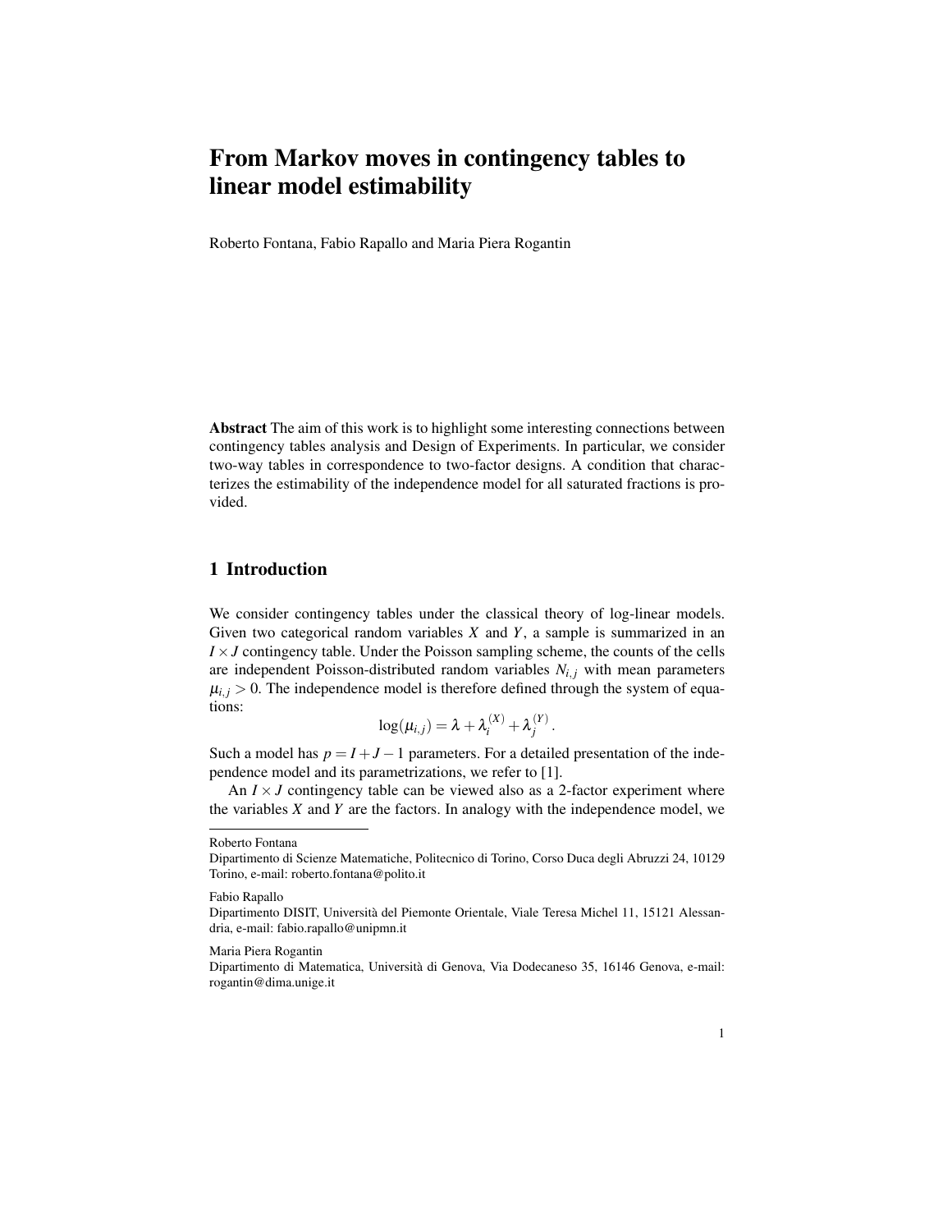# From Markov moves in contingency tables to linear model estimability

Roberto Fontana, Fabio Rapallo and Maria Piera Rogantin

**Abstract** The aim of this work is to highlight some interesting connections between contingency tables analysis and Design of Experiments. In particular, we consider two-way tables in correspondence to two-factor designs. A condition that characterizes the estimability of the independence model for all saturated fractions is provided.

## 1 Introduction

We consider contingency tables under the classical theory of log-linear models. Given two categorical random variables $X$ and $Y$, a sample is summarized in an $I \times J$ contingency table. Under the Poisson sampling scheme, the counts of the cells are independent Poisson-distributed random variables $N_{i,j}$ with mean parameters $\mu_{i,j} > 0$. The independence model is therefore defined through the system of equations:

$$\log(\mu_{i,j}) = \lambda + \lambda_i^{(X)} + \lambda_j^{(Y)} .$$

Such a model has $p = I + J - 1$ parameters. For a detailed presentation of the independence model and its parametrizations, we refer to [1].

An $I \times J$ contingency table can be viewed also as a 2-factor experiment where the variables $X$ and $Y$ are the factors. In analogy with the independence model, we

---

Roberto Fontana
Dipartimento di Scienze Matematiche, Politecnico di Torino, Corso Duca degli Abruzzi 24, 10129 Torino, e-mail: roberto.fontana@polito.it

Fabio Rapallo
Dipartimento DISIT, Università del Piemonte Orientale, Viale Teresa Michel 11, 15121 Alessandria, e-mail: fabio.rapallo@unipmn.it

Maria Piera Rogantin
Dipartimento di Matematica, Università di Genova, Via Dodecaneso 35, 16146 Genova, e-mail: rogantin@dima.unige.it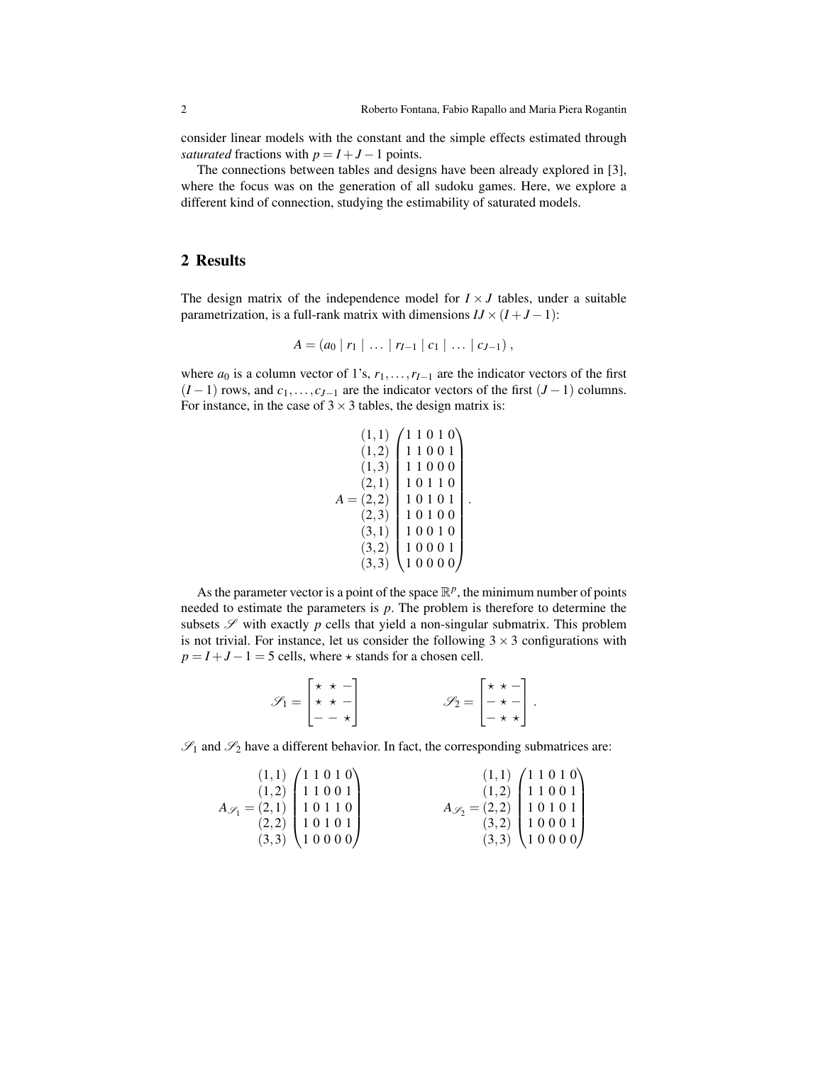consider linear models with the constant and the simple effects estimated through *saturated* fractions with $p = I + J - 1$ points.

The connections between tables and designs have been already explored in [3], where the focus was on the generation of all sudoku games. Here, we explore a different kind of connection, studying the estimability of saturated models.

## 2 Results

The design matrix of the independence model for $I \times J$ tables, under a suitable parametrization, is a full-rank matrix with dimensions $IJ \times (I + J - 1)$:

$$A = (a_0 \mid r_1 \mid \ldots \mid r_{I-1} \mid c_1 \mid \ldots \mid c_{J-1}) \,,$$

where $a_0$ is a column vector of 1's, $r_1, \ldots, r_{I-1}$ are the indicator vectors of the first $(I-1)$ rows, and $c_1, \ldots, c_{J-1}$ are the indicator vectors of the first $(J-1)$ columns. For instance, in the case of $3 \times 3$ tables, the design matrix is:

$$A = \begin{matrix} (1,1) \\ (1,2) \\ (1,3) \\ (2,1) \\ (2,2) \\ (2,3) \\ (3,1) \\ (3,2) \\ (3,3) \end{matrix} \begin{pmatrix} 1 & 1 & 0 & 1 & 0 \\ 1 & 1 & 0 & 0 & 1 \\ 1 & 1 & 0 & 0 & 0 \\ 1 & 0 & 1 & 1 & 0 \\ 1 & 0 & 1 & 0 & 1 \\ 1 & 0 & 1 & 0 & 0 \\ 1 & 0 & 0 & 1 & 0 \\ 1 & 0 & 0 & 0 & 1 \\ 1 & 0 & 0 & 0 & 0 \end{pmatrix} .$$

As the parameter vector is a point of the space $\mathbb{R}^p$, the minimum number of points needed to estimate the parameters is $p$. The problem is therefore to determine the subsets $\mathscr{S}$ with exactly $p$ cells that yield a non-singular submatrix. This problem is not trivial. For instance, let us consider the following $3 \times 3$ configurations with $p = I + J - 1 = 5$ cells, where $\star$ stands for a chosen cell.

$$\mathscr{S}_1 = \begin{bmatrix} \star & \star & - \\ \star & \star & - \\ - & - & \star \end{bmatrix} \qquad\qquad \mathscr{S}_2 = \begin{bmatrix} \star & \star & - \\ - & \star & - \\ - & \star & \star \end{bmatrix} .$$

$\mathscr{S}_1$ and $\mathscr{S}_2$ have a different behavior. In fact, the corresponding submatrices are:

$$A_{\mathscr{S}_1} = \begin{matrix} (1,1) \\ (1,2) \\ (2,1) \\ (2,2) \\ (3,3) \end{matrix} \begin{pmatrix} 1 & 1 & 0 & 1 & 0 \\ 1 & 1 & 0 & 0 & 1 \\ 1 & 0 & 1 & 1 & 0 \\ 1 & 0 & 1 & 0 & 1 \\ 1 & 0 & 0 & 0 & 0 \end{pmatrix} \qquad\qquad A_{\mathscr{S}_2} = \begin{matrix} (1,1) \\ (1,2) \\ (2,2) \\ (3,2) \\ (3,3) \end{matrix} \begin{pmatrix} 1 & 1 & 0 & 1 & 0 \\ 1 & 1 & 0 & 0 & 1 \\ 1 & 0 & 1 & 0 & 1 \\ 1 & 0 & 0 & 0 & 1 \\ 1 & 0 & 0 & 0 & 0 \end{pmatrix}$$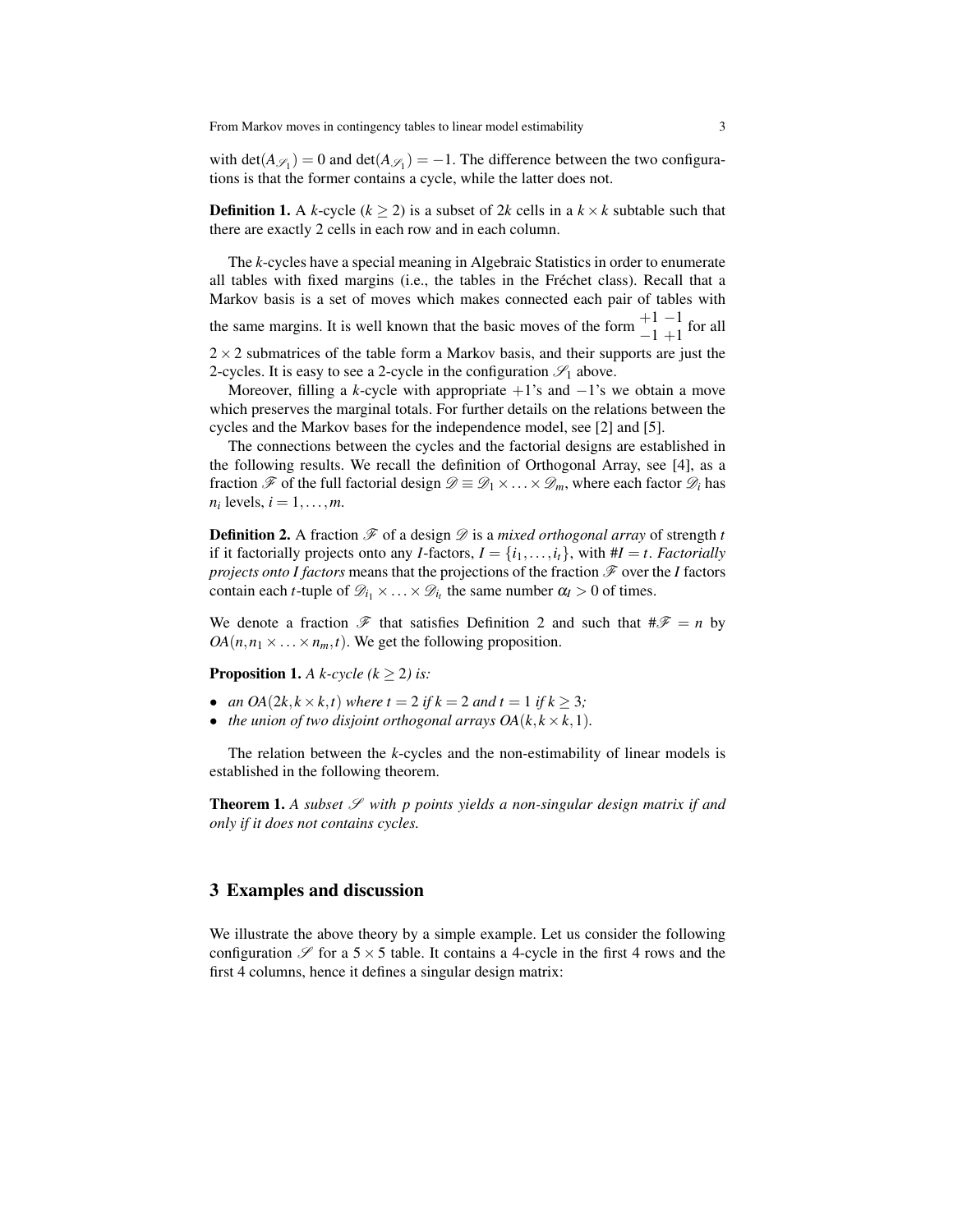with $\det(A_{\mathscr{S}_1}) = 0$ and $\det(A_{\mathscr{S}_1}) = -1$. The difference between the two configurations is that the former contains a cycle, while the latter does not.

**Definition 1.** A $k$-cycle ($k \geq 2$) is a subset of $2k$ cells in a $k \times k$ subtable such that there are exactly 2 cells in each row and in each column.

The $k$-cycles have a special meaning in Algebraic Statistics in order to enumerate all tables with fixed margins (i.e., the tables in the Fréchet class). Recall that a Markov basis is a set of moves which makes connected each pair of tables with the same margins. It is well known that the basic moves of the form $\begin{smallmatrix} +1 & -1 \\ -1 & +1 \end{smallmatrix}$ for all $2 \times 2$ submatrices of the table form a Markov basis, and their supports are just the 2-cycles. It is easy to see a 2-cycle in the configuration $\mathscr{S}_1$ above.

Moreover, filling a $k$-cycle with appropriate $+1$'s and $-1$'s we obtain a move which preserves the marginal totals. For further details on the relations between the cycles and the Markov bases for the independence model, see [2] and [5].

The connections between the cycles and the factorial designs are established in the following results. We recall the definition of Orthogonal Array, see [4], as a fraction $\mathscr{F}$ of the full factorial design $\mathscr{D} \equiv \mathscr{D}_1 \times \ldots \times \mathscr{D}_m$, where each factor $\mathscr{D}_i$ has $n_i$ levels, $i = 1, \ldots, m$.

**Definition 2.** A fraction $\mathscr{F}$ of a design $\mathscr{D}$ is a *mixed orthogonal array* of strength $t$ if it factorially projects onto any $I$-factors, $I = \{i_1, \ldots, i_t\}$, with $\#I = t$. *Factorially projects onto I factors* means that the projections of the fraction $\mathscr{F}$ over the $I$ factors contain each $t$-tuple of $\mathscr{D}_{i_1} \times \ldots \times \mathscr{D}_{i_t}$ the same number $\alpha_I > 0$ of times.

We denote a fraction $\mathscr{F}$ that satisfies Definition 2 and such that $\#\mathscr{F} = n$ by $OA(n, n_1 \times \ldots \times n_m, t)$. We get the following proposition.

**Proposition 1.** *A $k$-cycle ($k \geq 2$) is:*

- *an $OA(2k, k \times k, t)$ where $t = 2$ if $k = 2$ and $t = 1$ if $k \geq 3$;*
- *the union of two disjoint orthogonal arrays $OA(k, k \times k, 1)$.*

The relation between the $k$-cycles and the non-estimability of linear models is established in the following theorem.

**Theorem 1.** *A subset $\mathscr{S}$ with $p$ points yields a non-singular design matrix if and only if it does not contains cycles.*

## 3 Examples and discussion

We illustrate the above theory by a simple example. Let us consider the following configuration $\mathscr{S}$ for a $5 \times 5$ table. It contains a 4-cycle in the first 4 rows and the first 4 columns, hence it defines a singular design matrix: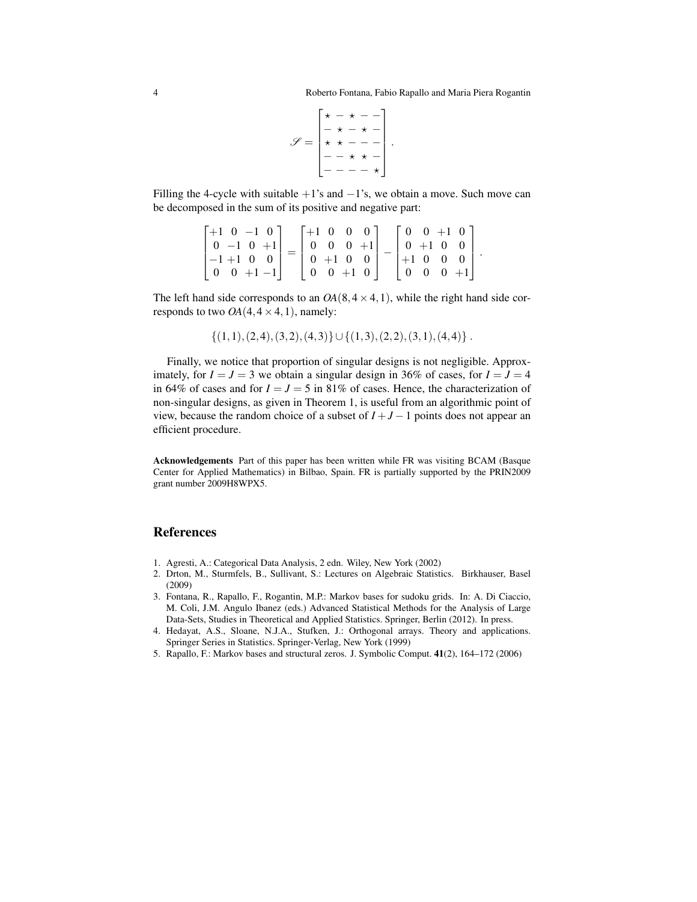$$
\mathscr{S} = \begin{bmatrix} \star & - & \star & - & - \\ - & \star & - & \star & - \\ \star & \star & - & - & - \\ - & - & \star & \star & - \\ - & - & - & - & \star \end{bmatrix} .
$$

Filling the 4-cycle with suitable $+1$'s and $-1$'s, we obtain a move. Such move can be decomposed in the sum of its positive and negative part:

$$
\begin{bmatrix} +1 & 0 & -1 & 0 \\ 0 & -1 & 0 & +1 \\ -1 & +1 & 0 & 0 \\ 0 & 0 & +1 & -1 \end{bmatrix} = \begin{bmatrix} +1 & 0 & 0 & 0 \\ 0 & 0 & 0 & +1 \\ 0 & +1 & 0 & 0 \\ 0 & 0 & +1 & 0 \end{bmatrix} - \begin{bmatrix} 0 & 0 & +1 & 0 \\ 0 & +1 & 0 & 0 \\ +1 & 0 & 0 & 0 \\ 0 & 0 & 0 & +1 \end{bmatrix} .
$$

The left hand side corresponds to an $OA(8, 4 \times 4, 1)$, while the right hand side corresponds to two $OA(4, 4 \times 4, 1)$, namely:

$$
\{(1,1),(2,4),(3,2),(4,3)\} \cup \{(1,3),(2,2),(3,1),(4,4)\} .
$$

Finally, we notice that proportion of singular designs is not negligible. Approximately, for $I = J = 3$ we obtain a singular design in 36% of cases, for $I = J = 4$ in 64% of cases and for $I = J = 5$ in 81% of cases. Hence, the characterization of non-singular designs, as given in Theorem 1, is useful from an algorithmic point of view, because the random choice of a subset of $I + J - 1$ points does not appear an efficient procedure.

**Acknowledgements** Part of this paper has been written while FR was visiting BCAM (Basque Center for Applied Mathematics) in Bilbao, Spain. FR is partially supported by the PRIN2009 grant number 2009H8WPX5.

## References

1. Agresti, A.: Categorical Data Analysis, 2 edn. Wiley, New York (2002)
2. Drton, M., Sturmfels, B., Sullivant, S.: Lectures on Algebraic Statistics. Birkhauser, Basel (2009)
3. Fontana, R., Rapallo, F., Rogantin, M.P.: Markov bases for sudoku grids. In: A. Di Ciaccio, M. Coli, J.M. Angulo Ibanez (eds.) Advanced Statistical Methods for the Analysis of Large Data-Sets, Studies in Theoretical and Applied Statistics. Springer, Berlin (2012). In press.
4. Hedayat, A.S., Sloane, N.J.A., Stufken, J.: Orthogonal arrays. Theory and applications. Springer Series in Statistics. Springer-Verlag, New York (1999)
5. Rapallo, F.: Markov bases and structural zeros. J. Symbolic Comput. **41**(2), 164–172 (2006)